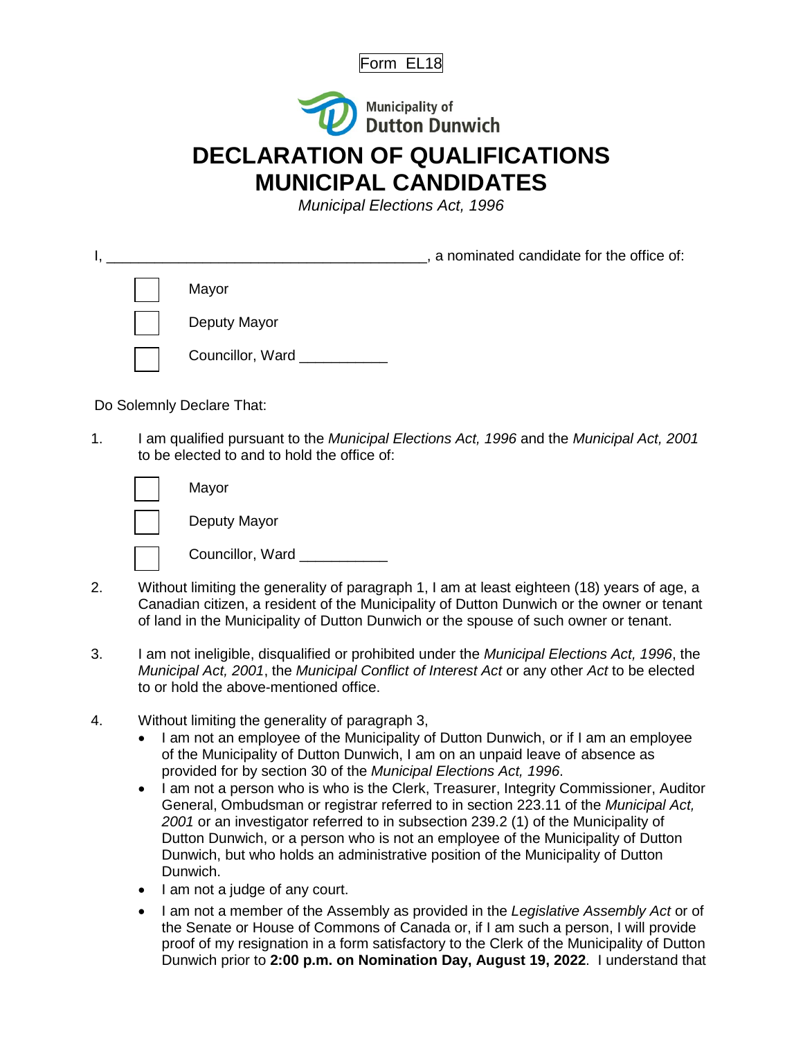Form EL18

Municipality of
Dutton Dunwich

# DECLARATION OF QUALIFICATIONS
# MUNICIPAL CANDIDATES

*Municipal Elections Act, 1996*

I, ________________________________________, a nominated candidate for the office of:

☐ Mayor

☐ Deputy Mayor

☐ Councillor, Ward ___________

Do Solemnly Declare That:

1. I am qualified pursuant to the *Municipal Elections Act, 1996* and the *Municipal Act, 2001* to be elected to and to hold the office of:

   ☐ Mayor

   ☐ Deputy Mayor

   ☐ Councillor, Ward ___________

2. Without limiting the generality of paragraph 1, I am at least eighteen (18) years of age, a Canadian citizen, a resident of the Municipality of Dutton Dunwich or the owner or tenant of land in the Municipality of Dutton Dunwich or the spouse of such owner or tenant.

3. I am not ineligible, disqualified or prohibited under the *Municipal Elections Act, 1996*, the *Municipal Act, 2001*, the *Municipal Conflict of Interest Act* or any other *Act* to be elected to or hold the above-mentioned office.

4. Without limiting the generality of paragraph 3,
   - I am not an employee of the Municipality of Dutton Dunwich, or if I am an employee of the Municipality of Dutton Dunwich, I am on an unpaid leave of absence as provided for by section 30 of the *Municipal Elections Act, 1996*.
   - I am not a person who is who is the Clerk, Treasurer, Integrity Commissioner, Auditor General, Ombudsman or registrar referred to in section 223.11 of the *Municipal Act, 2001* or an investigator referred to in subsection 239.2 (1) of the Municipality of Dutton Dunwich, or a person who is not an employee of the Municipality of Dutton Dunwich, but who holds an administrative position of the Municipality of Dutton Dunwich.
   - I am not a judge of any court.
   - I am not a member of the Assembly as provided in the *Legislative Assembly Act* or of the Senate or House of Commons of Canada or, if I am such a person, I will provide proof of my resignation in a form satisfactory to the Clerk of the Municipality of Dutton Dunwich prior to **2:00 p.m. on Nomination Day, August 19, 2022**. I understand that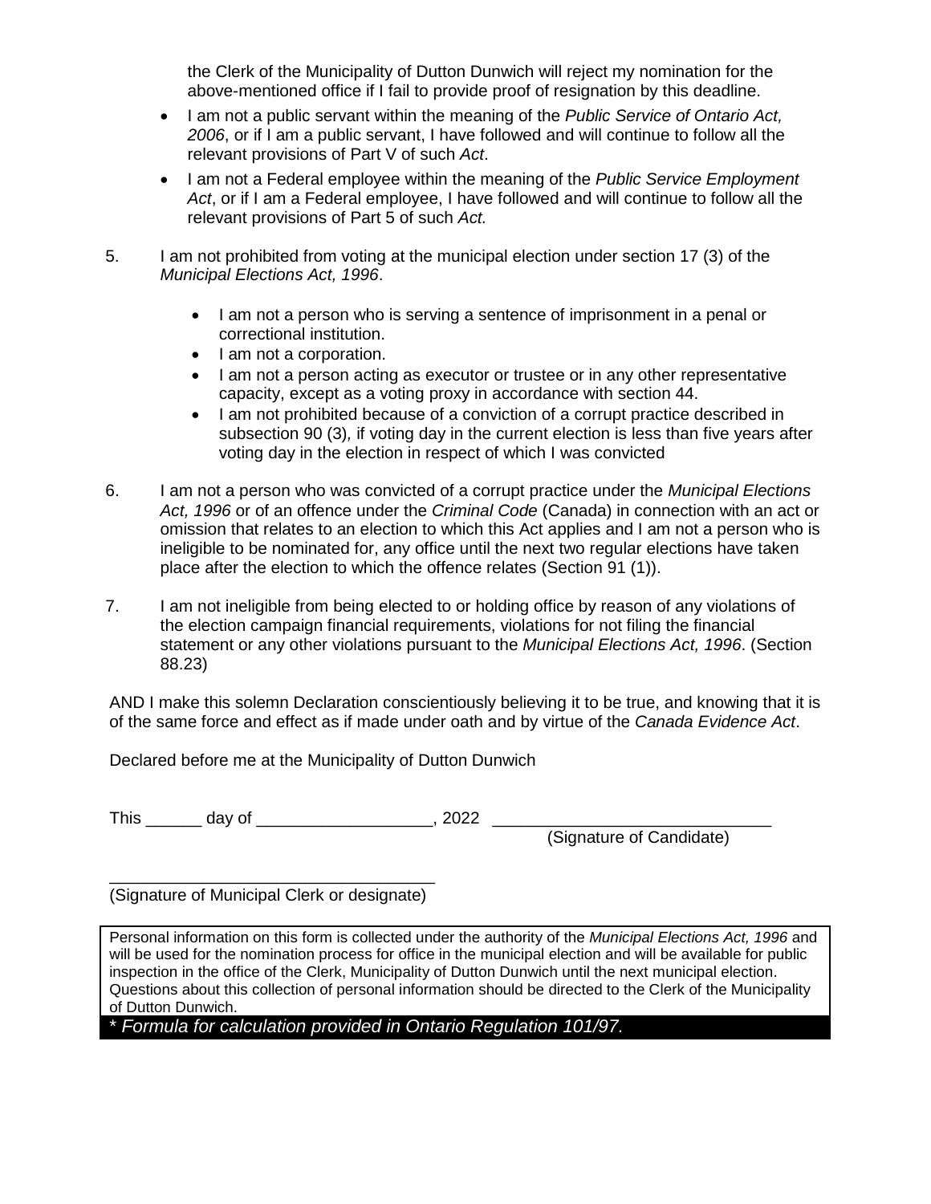the Clerk of the Municipality of Dutton Dunwich will reject my nomination for the above-mentioned office if I fail to provide proof of resignation by this deadline.

- I am not a public servant within the meaning of the *Public Service of Ontario Act, 2006*, or if I am a public servant, I have followed and will continue to follow all the relevant provisions of Part V of such *Act*.
- I am not a Federal employee within the meaning of the *Public Service Employment Act*, or if I am a Federal employee, I have followed and will continue to follow all the relevant provisions of Part 5 of such *Act.*

5. I am not prohibited from voting at the municipal election under section 17 (3) of the *Municipal Elections Act, 1996*.

    - I am not a person who is serving a sentence of imprisonment in a penal or correctional institution.
    - I am not a corporation.
    - I am not a person acting as executor or trustee or in any other representative capacity, except as a voting proxy in accordance with section 44.
    - I am not prohibited because of a conviction of a corrupt practice described in subsection 90 (3), if voting day in the current election is less than five years after voting day in the election in respect of which I was convicted

6. I am not a person who was convicted of a corrupt practice under the *Municipal Elections Act, 1996* or of an offence under the *Criminal Code* (Canada) in connection with an act or omission that relates to an election to which this Act applies and I am not a person who is ineligible to be nominated for, any office until the next two regular elections have taken place after the election to which the offence relates (Section 91 (1)).

7. I am not ineligible from being elected to or holding office by reason of any violations of the election campaign financial requirements, violations for not filing the financial statement or any other violations pursuant to the *Municipal Elections Act, 1996*. (Section 88.23)

AND I make this solemn Declaration conscientiously believing it to be true, and knowing that it is of the same force and effect as if made under oath and by virtue of the *Canada Evidence Act*.

Declared before me at the Municipality of Dutton Dunwich

This ______ day of __________________, 2022 ______________________________

(Signature of Candidate)

__________________________________

(Signature of Municipal Clerk or designate)

Personal information on this form is collected under the authority of the *Municipal Elections Act, 1996* and will be used for the nomination process for office in the municipal election and will be available for public inspection in the office of the Clerk, Municipality of Dutton Dunwich until the next municipal election. Questions about this collection of personal information should be directed to the Clerk of the Municipality of Dutton Dunwich.

* *Formula for calculation provided in Ontario Regulation 101/97.*